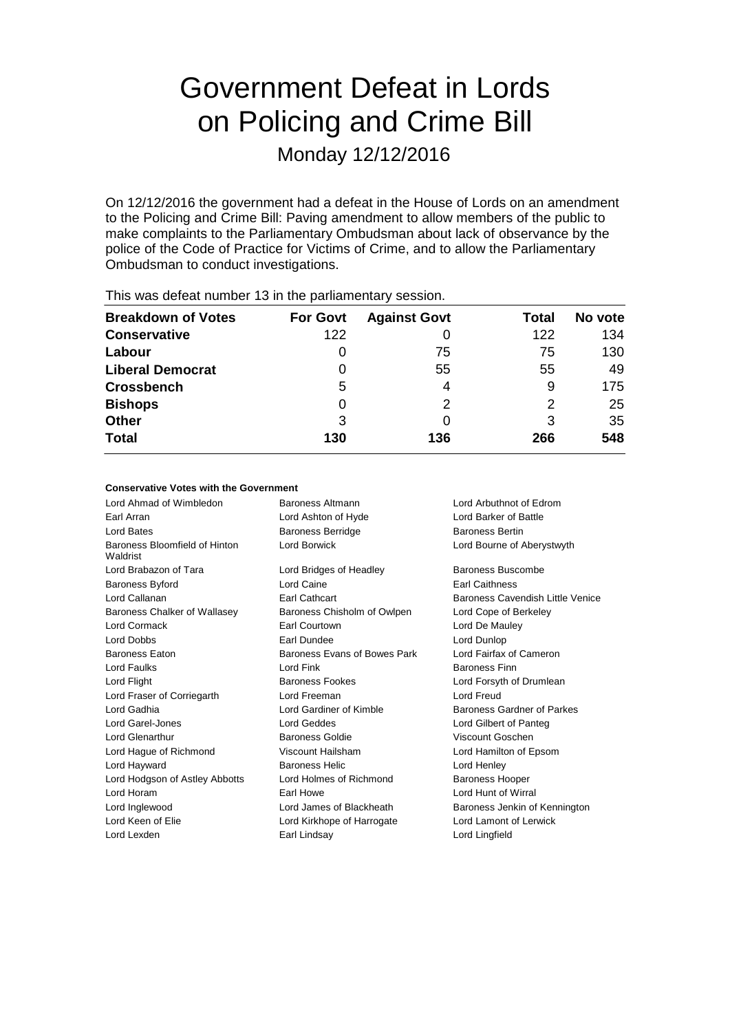# Government Defeat in Lords on Policing and Crime Bill

Monday 12/12/2016

On 12/12/2016 the government had a defeat in the House of Lords on an amendment to the Policing and Crime Bill: Paving amendment to allow members of the public to make complaints to the Parliamentary Ombudsman about lack of observance by the police of the Code of Practice for Victims of Crime, and to allow the Parliamentary Ombudsman to conduct investigations.

This was defeat number 13 in the parliamentary session.

| Breakdown of Votes | For Govt | Against Govt | Total | No vote |
|---|---|---|---|---|
| **Conservative** | 122 | 0 | 122 | 134 |
| **Labour** | 0 | 75 | 75 | 130 |
| **Liberal Democrat** | 0 | 55 | 55 | 49 |
| **Crossbench** | 5 | 4 | 9 | 175 |
| **Bishops** | 0 | 2 | 2 | 25 |
| **Other** | 3 | 0 | 3 | 35 |
| **Total** | **130** | **136** | **266** | **548** |

#### Conservative Votes with the Government

| | | |
|---|---|---|
| Lord Ahmad of Wimbledon | Baroness Altmann | Lord Arbuthnot of Edrom |
| Earl Arran | Lord Ashton of Hyde | Lord Barker of Battle |
| Lord Bates | Baroness Berridge | Baroness Bertin |
| Baroness Bloomfield of Hinton Waldrist | Lord Borwick | Lord Bourne of Aberystwyth |
| Lord Brabazon of Tara | Lord Bridges of Headley | Baroness Buscombe |
| Baroness Byford | Lord Caine | Earl Caithness |
| Lord Callanan | Earl Cathcart | Baroness Cavendish Little Venice |
| Baroness Chalker of Wallasey | Baroness Chisholm of Owlpen | Lord Cope of Berkeley |
| Lord Cormack | Earl Courtown | Lord De Mauley |
| Lord Dobbs | Earl Dundee | Lord Dunlop |
| Baroness Eaton | Baroness Evans of Bowes Park | Lord Fairfax of Cameron |
| Lord Faulks | Lord Fink | Baroness Finn |
| Lord Flight | Baroness Fookes | Lord Forsyth of Drumlean |
| Lord Fraser of Corriegarth | Lord Freeman | Lord Freud |
| Lord Gadhia | Lord Gardiner of Kimble | Baroness Gardner of Parkes |
| Lord Garel-Jones | Lord Geddes | Lord Gilbert of Panteg |
| Lord Glenarthur | Baroness Goldie | Viscount Goschen |
| Lord Hague of Richmond | Viscount Hailsham | Lord Hamilton of Epsom |
| Lord Hayward | Baroness Helic | Lord Henley |
| Lord Hodgson of Astley Abbotts | Lord Holmes of Richmond | Baroness Hooper |
| Lord Horam | Earl Howe | Lord Hunt of Wirral |
| Lord Inglewood | Lord James of Blackheath | Baroness Jenkin of Kennington |
| Lord Keen of Elie | Lord Kirkhope of Harrogate | Lord Lamont of Lerwick |
| Lord Lexden | Earl Lindsay | Lord Lingfield |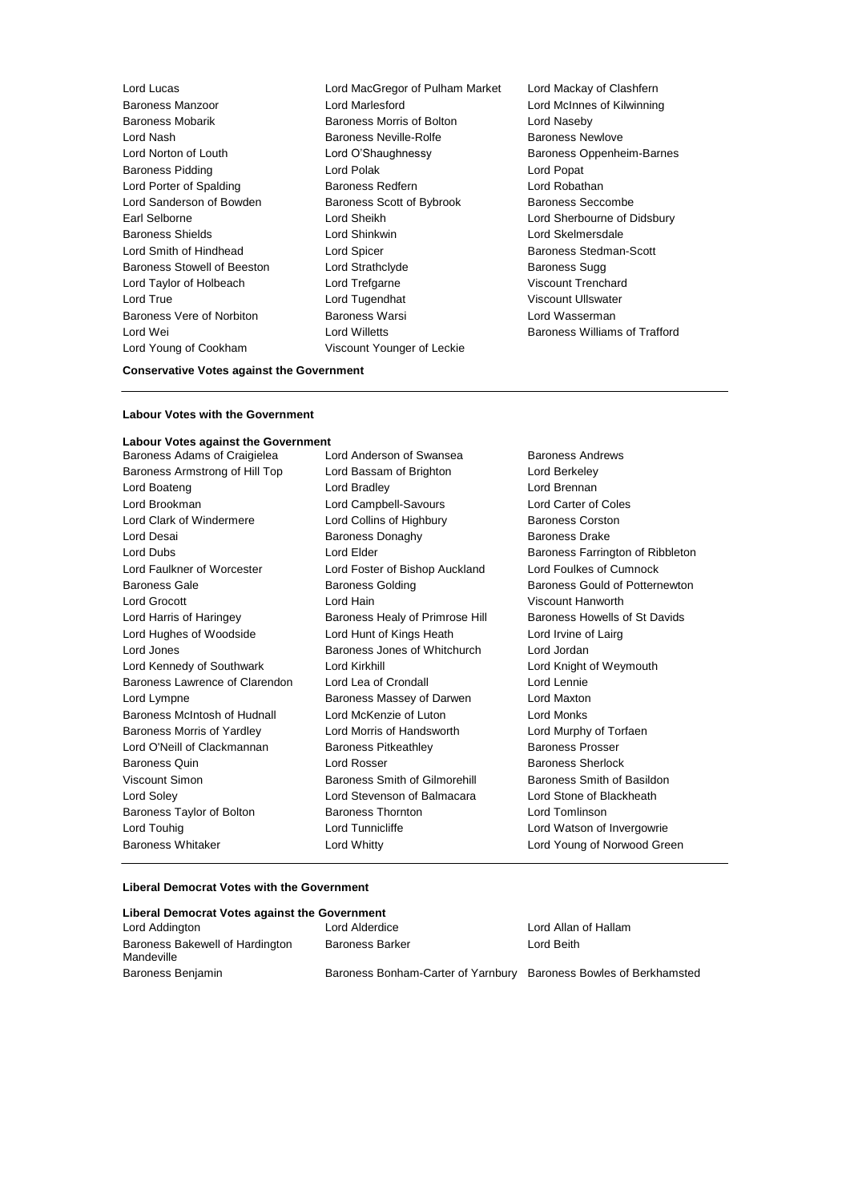Lord Lucas
Lord MacGregor of Pulham Market
Lord Mackay of Clashfern
Baroness Manzoor
Lord Marlesford
Lord McInnes of Kilwinning
Baroness Mobarik
Baroness Morris of Bolton
Lord Naseby
Lord Nash
Baroness Neville-Rolfe
Baroness Newlove
Lord Norton of Louth
Lord O'Shaughnessy
Baroness Oppenheim-Barnes
Baroness Pidding
Lord Polak
Lord Popat
Lord Porter of Spalding
Baroness Redfern
Lord Robathan
Lord Sanderson of Bowden
Baroness Scott of Bybrook
Baroness Seccombe
Earl Selborne
Lord Sheikh
Lord Sherbourne of Didsbury
Baroness Shields
Lord Shinkwin
Lord Skelmersdale
Lord Smith of Hindhead
Lord Spicer
Baroness Stedman-Scott
Baroness Stowell of Beeston
Lord Strathclyde
Baroness Sugg
Lord Taylor of Holbeach
Lord Trefgarne
Viscount Trenchard
Lord True
Lord Tugendhat
Viscount Ullswater
Baroness Vere of Norbiton
Baroness Warsi
Lord Wasserman
Lord Wei
Lord Willetts
Baroness Williams of Trafford
Lord Young of Cookham
Viscount Younger of Leckie

**Conservative Votes against the Government**

---

**Labour Votes with the Government**

**Labour Votes against the Government**

Baroness Adams of Craigielea
Lord Anderson of Swansea
Baroness Andrews
Baroness Armstrong of Hill Top
Lord Bassam of Brighton
Lord Berkeley
Lord Boateng
Lord Bradley
Lord Brennan
Lord Brookman
Lord Campbell-Savours
Lord Carter of Coles
Lord Clark of Windermere
Lord Collins of Highbury
Baroness Corston
Lord Desai
Baroness Donaghy
Baroness Drake
Lord Dubs
Lord Elder
Baroness Farrington of Ribbleton
Lord Faulkner of Worcester
Lord Foster of Bishop Auckland
Lord Foulkes of Cumnock
Baroness Gale
Baroness Golding
Baroness Gould of Potternewton
Lord Grocott
Lord Hain
Viscount Hanworth
Lord Harris of Haringey
Baroness Healy of Primrose Hill
Baroness Howells of St Davids
Lord Hughes of Woodside
Lord Hunt of Kings Heath
Lord Irvine of Lairg
Lord Jones
Baroness Jones of Whitchurch
Lord Jordan
Lord Kennedy of Southwark
Lord Kirkhill
Lord Knight of Weymouth
Baroness Lawrence of Clarendon
Lord Lea of Crondall
Lord Lennie
Lord Lympne
Baroness Massey of Darwen
Lord Maxton
Baroness McIntosh of Hudnall
Lord McKenzie of Luton
Lord Monks
Baroness Morris of Yardley
Lord Morris of Handsworth
Lord Murphy of Torfaen
Lord O'Neill of Clackmannan
Baroness Pitkeathley
Baroness Prosser
Baroness Quin
Lord Rosser
Baroness Sherlock
Viscount Simon
Baroness Smith of Gilmorehill
Baroness Smith of Basildon
Lord Soley
Lord Stevenson of Balmacara
Lord Stone of Blackheath
Baroness Taylor of Bolton
Baroness Thornton
Lord Tomlinson
Lord Touhig
Lord Tunnicliffe
Lord Watson of Invergowrie
Baroness Whitaker
Lord Whitty
Lord Young of Norwood Green

---

**Liberal Democrat Votes with the Government**

**Liberal Democrat Votes against the Government**

Lord Addington
Lord Alderdice
Lord Allan of Hallam
Baroness Bakewell of Hardington Mandeville
Baroness Barker
Lord Beith
Baroness Benjamin
Baroness Bonham-Carter of Yarnbury
Baroness Bowles of Berkhamsted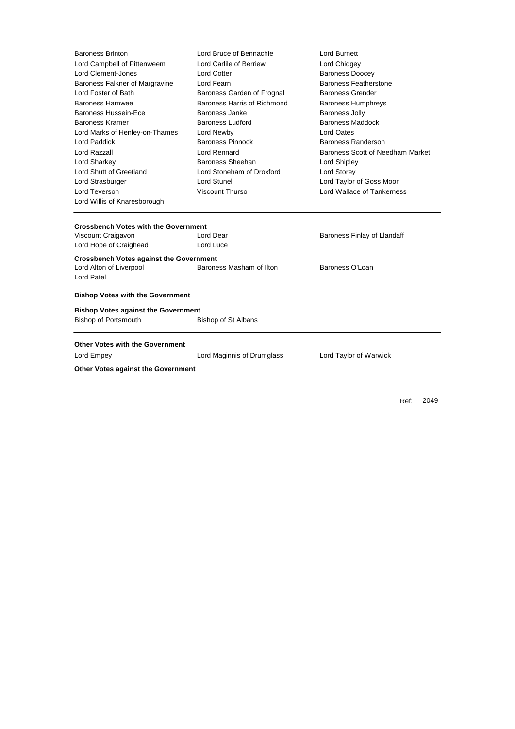| | | |
|---|---|---|
| Baroness Brinton | Lord Bruce of Bennachie | Lord Burnett |
| Lord Campbell of Pittenweem | Lord Carlile of Berriew | Lord Chidgey |
| Lord Clement-Jones | Lord Cotter | Baroness Doocey |
| Baroness Falkner of Margravine | Lord Fearn | Baroness Featherstone |
| Lord Foster of Bath | Baroness Garden of Frognal | Baroness Grender |
| Baroness Hamwee | Baroness Harris of Richmond | Baroness Humphreys |
| Baroness Hussein-Ece | Baroness Janke | Baroness Jolly |
| Baroness Kramer | Baroness Ludford | Baroness Maddock |
| Lord Marks of Henley-on-Thames | Lord Newby | Lord Oates |
| Lord Paddick | Baroness Pinnock | Baroness Randerson |
| Lord Razzall | Lord Rennard | Baroness Scott of Needham Market |
| Lord Sharkey | Baroness Sheehan | Lord Shipley |
| Lord Shutt of Greetland | Lord Stoneham of Droxford | Lord Storey |
| Lord Strasburger | Lord Stunell | Lord Taylor of Goss Moor |
| Lord Teverson | Viscount Thurso | Lord Wallace of Tankerness |
| Lord Willis of Knaresborough | | |

**Crossbench Votes with the Government**

| | | |
|---|---|---|
| Viscount Craigavon | Lord Dear | Baroness Finlay of Llandaff |
| Lord Hope of Craighead | Lord Luce | |

**Crossbench Votes against the Government**

| | | |
|---|---|---|
| Lord Alton of Liverpool | Baroness Masham of Ilton | Baroness O'Loan |
| Lord Patel | | |

**Bishop Votes with the Government**

**Bishop Votes against the Government**

| | |
|---|---|
| Bishop of Portsmouth | Bishop of St Albans |

**Other Votes with the Government**

| | | |
|---|---|---|
| Lord Empey | Lord Maginnis of Drumglass | Lord Taylor of Warwick |

**Other Votes against the Government**

Ref: 2049